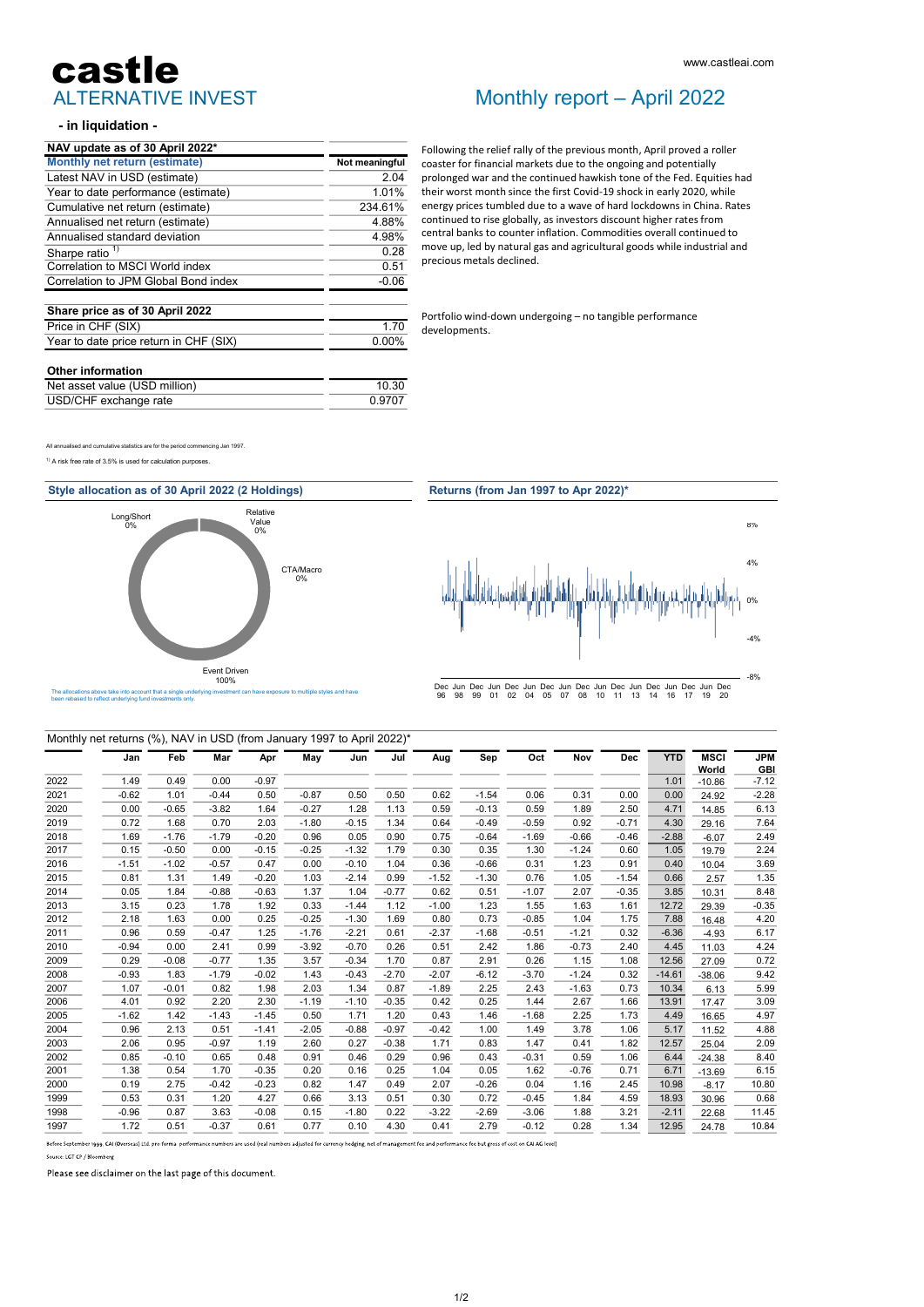# castle
## ALTERNATIVE INVEST

www.castleai.com

# Monthly report – April 2022

**- in liquidation -**

| NAV update as of 30 April 2022* | |
|---|---|
| **Monthly net return (estimate)** | **Not meaningful** |
| Latest NAV in USD (estimate) | 2.04 |
| Year to date performance (estimate) | 1.01% |
| Cumulative net return (estimate) | 234.61% |
| Annualised net return (estimate) | 4.88% |
| Annualised standard deviation | 4.98% |
| Sharpe ratio [1] | 0.28 |
| Correlation to MSCI World index | 0.51 |
| Correlation to JPM Global Bond index | -0.06 |

| Share price as of 30 April 2022 | |
|---|---|
| Price in CHF (SIX) | 1.70 |
| Year to date price return in CHF (SIX) | 0.00% |

| Other information | |
|---|---|
| Net asset value (USD million) | 10.30 |
| USD/CHF exchange rate | 0.9707 |

All annualised and cumulative statistics are for the period commencing Jan 1997.

[1] A risk free rate of 3.5% is used for calculation purposes.

Following the relief rally of the previous month, April proved a roller coaster for financial markets due to the ongoing and potentially prolonged war and the continued hawkish tone of the Fed. Equities had their worst month since the first Covid-19 shock in early 2020, while energy prices tumbled due to a wave of hard lockdowns in China. Rates continued to rise globally, as investors discount higher rates from central banks to counter inflation. Commodities overall continued to move up, led by natural gas and agricultural goods while industrial and precious metals declined.

Portfolio wind-down undergoing – no tangible performance developments.

### Style allocation as of 30 April 2022 (2 Holdings)

Long/Short 0%, Relative Value 0%, CTA/Macro 0%, Event Driven 100%

The allocations above take into account that a single underlying investment can have exposure to multiple styles and have been rebased to reflect underlying fund investments only.

### Returns (from Jan 1997 to Apr 2022)*

### Monthly net returns (%), NAV in USD (from January 1997 to April 2022)*

| | Jan | Feb | Mar | Apr | May | Jun | Jul | Aug | Sep | Oct | Nov | Dec | YTD | MSCI World | JPM GBI |
|---|---|---|---|---|---|---|---|---|---|---|---|---|---|---|---|
| 2022 | 1.49 | 0.49 | 0.00 | -0.97 | | | | | | | | | 1.01 | -10.86 | -7.12 |
| 2021 | -0.62 | 1.01 | -0.44 | 0.50 | -0.87 | 0.50 | 0.50 | 0.62 | -1.54 | 0.06 | 0.31 | 0.00 | 0.00 | 24.92 | -2.28 |
| 2020 | 0.00 | -0.65 | -3.82 | 1.64 | -0.27 | 1.28 | 1.13 | 0.59 | -0.13 | 0.59 | 1.89 | 2.50 | 4.71 | 14.85 | 6.13 |
| 2019 | 0.72 | 1.68 | 0.70 | 2.03 | -1.80 | -0.15 | 1.34 | 0.64 | -0.49 | -0.59 | 0.92 | -0.71 | 4.30 | 29.16 | 7.64 |
| 2018 | 1.69 | -1.76 | -1.79 | -0.20 | 0.96 | 0.05 | 0.90 | 0.75 | -0.64 | -1.69 | -0.66 | -0.46 | -2.88 | -6.07 | 2.49 |
| 2017 | 0.15 | -0.50 | 0.00 | -0.15 | -0.25 | -1.32 | 1.79 | 0.30 | 0.35 | 1.30 | -1.24 | 0.60 | 1.05 | 19.79 | 2.24 |
| 2016 | -1.51 | -1.02 | -0.57 | 0.47 | 0.00 | -0.10 | 1.04 | 0.36 | -0.66 | 0.31 | 1.23 | 0.91 | 0.40 | 10.04 | 3.69 |
| 2015 | 0.81 | 1.31 | 1.49 | -0.20 | 1.03 | -2.14 | 0.99 | -1.52 | -1.30 | 0.76 | 1.05 | -1.54 | 0.66 | 2.57 | 1.35 |
| 2014 | 0.05 | 1.84 | -0.88 | -0.63 | 1.37 | 1.04 | -0.77 | 0.62 | 0.51 | -1.07 | 2.07 | -0.35 | 3.85 | 10.31 | 8.48 |
| 2013 | 3.15 | 0.23 | 1.78 | 1.92 | 0.33 | -1.44 | 1.12 | -1.00 | 1.23 | 1.55 | 1.63 | 1.61 | 12.72 | 29.39 | -0.35 |
| 2012 | 2.18 | 1.63 | 0.00 | 0.25 | -0.25 | -1.30 | 1.69 | 0.80 | 0.73 | -0.85 | 1.04 | 1.75 | 7.88 | 16.48 | 4.20 |
| 2011 | 0.96 | 0.59 | -0.47 | 1.25 | -1.76 | -2.21 | 0.61 | -2.37 | -1.68 | -0.51 | -1.21 | 0.32 | -6.36 | -4.93 | 6.17 |
| 2010 | -0.94 | 0.00 | 2.41 | 0.99 | -3.92 | -0.70 | 0.26 | 0.51 | 2.42 | 1.86 | -0.73 | 2.40 | 4.45 | 11.03 | 4.24 |
| 2009 | 0.29 | -0.08 | -0.77 | 1.35 | 3.57 | -0.34 | 1.70 | 0.87 | 2.91 | 0.26 | 1.15 | 1.08 | 12.56 | 27.09 | 0.72 |
| 2008 | -0.93 | 1.83 | -1.79 | -0.02 | 1.43 | -0.43 | -2.70 | -2.07 | -6.12 | -3.70 | -1.24 | 0.32 | -14.61 | -38.06 | 9.42 |
| 2007 | 1.07 | -0.01 | 0.82 | 1.98 | 2.03 | 1.34 | 0.87 | -1.89 | 2.25 | 2.43 | -1.63 | 0.73 | 10.34 | 6.13 | 5.99 |
| 2006 | 4.01 | 0.92 | 2.20 | 2.30 | -1.19 | -1.10 | -0.35 | 0.42 | 0.25 | 1.44 | 2.67 | 1.66 | 13.91 | 17.47 | 3.09 |
| 2005 | -1.62 | 1.42 | -1.43 | -1.45 | 0.50 | 1.71 | 1.20 | 0.43 | 1.46 | -1.68 | 2.25 | 1.73 | 4.49 | 16.65 | 4.97 |
| 2004 | 0.96 | 2.13 | 0.51 | -1.41 | -2.05 | -0.88 | -0.97 | -0.42 | 1.00 | 1.49 | 3.78 | 1.06 | 5.17 | 11.52 | 4.88 |
| 2003 | 2.06 | 0.95 | -0.97 | 1.19 | 2.60 | 0.27 | -0.38 | 1.71 | 0.83 | 1.47 | 0.41 | 1.82 | 12.57 | 25.04 | 2.09 |
| 2002 | 0.85 | -0.10 | 0.65 | 0.48 | 0.91 | 0.46 | 0.29 | 0.96 | 0.43 | -0.31 | 0.59 | 1.06 | 6.44 | -24.38 | 8.40 |
| 2001 | 1.38 | 0.54 | 1.70 | -0.35 | 0.20 | 0.16 | 0.25 | 1.04 | 0.05 | 1.62 | -0.76 | 0.71 | 6.71 | -13.69 | 6.15 |
| 2000 | 0.19 | 2.75 | -0.42 | -0.23 | 0.82 | 1.47 | 0.49 | 2.07 | -0.26 | 0.04 | 1.16 | 2.45 | 10.98 | -8.17 | 10.80 |
| 1999 | 0.53 | 0.31 | 1.20 | 4.27 | 0.66 | 3.13 | 0.51 | 0.30 | 0.72 | -0.45 | 1.84 | 4.59 | 18.93 | 30.96 | 0.68 |
| 1998 | -0.96 | 0.87 | 3.63 | -0.08 | 0.15 | -1.80 | 0.22 | -3.22 | -2.69 | -3.06 | 1.88 | 3.21 | -2.11 | 22.68 | 11.45 |
| 1997 | 1.72 | 0.51 | -0.37 | 0.61 | 0.77 | 0.10 | 4.30 | 0.41 | 2.79 | -0.12 | 0.28 | 1.34 | 12.95 | 24.78 | 10.84 |

Before September 1999, CAI (Overseas) Ltd. pro forma performance numbers are used (real numbers adjusted for currency hedging, net of management fee and performance fee but gross of cost on CAI AG level)

Source: LGT CP / Bloomberg

Please see disclaimer on the last page of this document.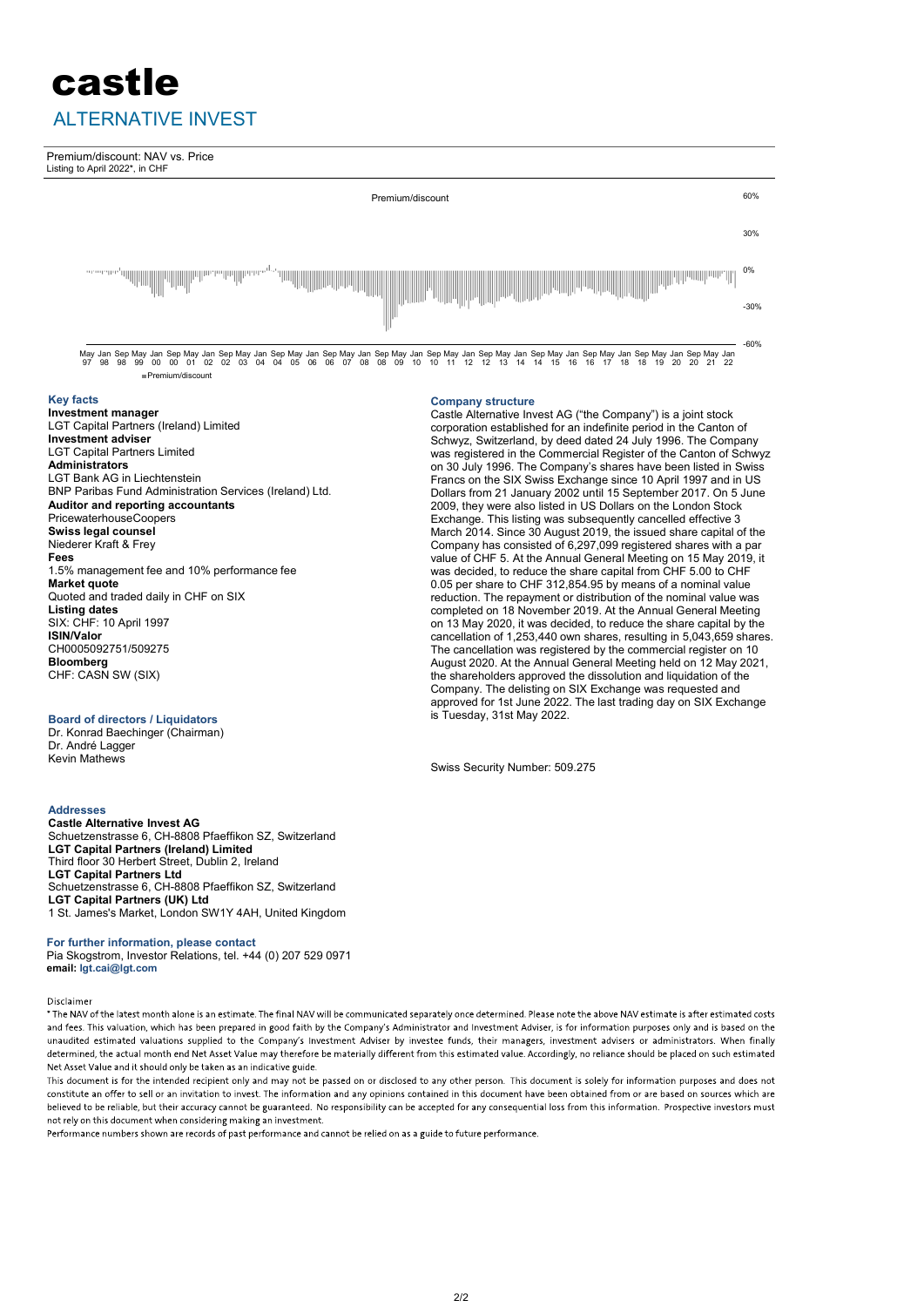# castle

## ALTERNATIVE INVEST

Premium/discount: NAV vs. Price
Listing to April 2022*, in CHF

Premium/discount

60%
30%
0%
-30%
-60%

May 97 Jan 98 Sep 98 May 99 Jan 00 Sep 00 May 01 Jan 02 Sep 02 May 03 Jan 04 Sep 04 May 05 Jan 06 Sep 06 May 07 Jan 08 Sep 08 May 09 Jan 10 Sep 10 May 11 Jan 12 Sep 12 May 13 Jan 14 Sep 14 May 15 Jan 16 Sep 16 May 17 Jan 18 Sep 18 May 19 Jan 20 Sep 20 May 21 Jan 22

Premium/discount

### Key facts

**Investment manager**
LGT Capital Partners (Ireland) Limited
**Investment adviser**
LGT Capital Partners Limited
**Administrators**
LGT Bank AG in Liechtenstein
BNP Paribas Fund Administration Services (Ireland) Ltd.
**Auditor and reporting accountants**
PricewaterhouseCoopers
**Swiss legal counsel**
Niederer Kraft & Frey
**Fees**
1.5% management fee and 10% performance fee
**Market quote**
Quoted and traded daily in CHF on SIX
**Listing dates**
SIX: CHF: 10 April 1997
**ISIN/Valor**
CH0005092751/509275
**Bloomberg**
CHF: CASN SW (SIX)

### Board of directors / Liquidators

Dr. Konrad Baechinger (Chairman)
Dr. André Lagger
Kevin Mathews

### Company structure

Castle Alternative Invest AG ("the Company") is a joint stock corporation established for an indefinite period in the Canton of Schwyz, Switzerland, by deed dated 24 July 1996. The Company was registered in the Commercial Register of the Canton of Schwyz on 30 July 1996. The Company's shares have been listed in Swiss Francs on the SIX Swiss Exchange since 10 April 1997 and in US Dollars from 21 January 2002 until 15 September 2017. On 5 June 2009, they were also listed in US Dollars on the London Stock Exchange. This listing was subsequently cancelled effective 3 March 2014. Since 30 August 2019, the issued share capital of the Company has consisted of 6,297,099 registered shares with a par value of CHF 5. At the Annual General Meeting on 15 May 2019, it was decided, to reduce the share capital from CHF 5.00 to CHF 0.05 per share to CHF 312,854.95 by means of a nominal value reduction. The repayment or distribution of the nominal value was completed on 18 November 2019. At the Annual General Meeting on 13 May 2020, it was decided, to reduce the share capital by the cancellation of 1,253,440 own shares, resulting in 5,043,659 shares. The cancellation was registered by the commercial register on 10 August 2020. At the Annual General Meeting held on 12 May 2021, the shareholders approved the dissolution and liquidation of the Company. The delisting on SIX Exchange was requested and approved for 1st June 2022. The last trading day on SIX Exchange is Tuesday, 31st May 2022.

Swiss Security Number: 509.275

### Addresses

**Castle Alternative Invest AG**
Schuetzenstrasse 6, CH-8808 Pfaeffikon SZ, Switzerland
**LGT Capital Partners (Ireland) Limited**
Third floor 30 Herbert Street, Dublin 2, Ireland
**LGT Capital Partners Ltd**
Schuetzenstrasse 6, CH-8808 Pfaeffikon SZ, Switzerland
**LGT Capital Partners (UK) Ltd**
1 St. James's Market, London SW1Y 4AH, United Kingdom

### For further information, please contact

Pia Skogstrom, Investor Relations, tel. +44 (0) 207 529 0971
**email: lgt.cai@lgt.com**

Disclaimer

* The NAV of the latest month alone is an estimate. The final NAV will be communicated separately once determined. Please note the above NAV estimate is after estimated costs and fees. This valuation, which has been prepared in good faith by the Company's Administrator and Investment Adviser, is for information purposes only and is based on the unaudited estimated valuations supplied to the Company's Investment Adviser by investee funds, their managers, investment advisers or administrators. When finally determined, the actual month end Net Asset Value may therefore be materially different from this estimated value. Accordingly, no reliance should be placed on such estimated Net Asset Value and it should only be taken as an indicative guide.

This document is for the intended recipient only and may not be passed on or disclosed to any other person. This document is solely for information purposes and does not constitute an offer to sell or an invitation to invest. The information and any opinions contained in this document have been obtained from or are based on sources which are believed to be reliable, but their accuracy cannot be guaranteed. No responsibility can be accepted for any consequential loss from this information. Prospective investors must not rely on this document when considering making an investment.

Performance numbers shown are records of past performance and cannot be relied on as a guide to future performance.